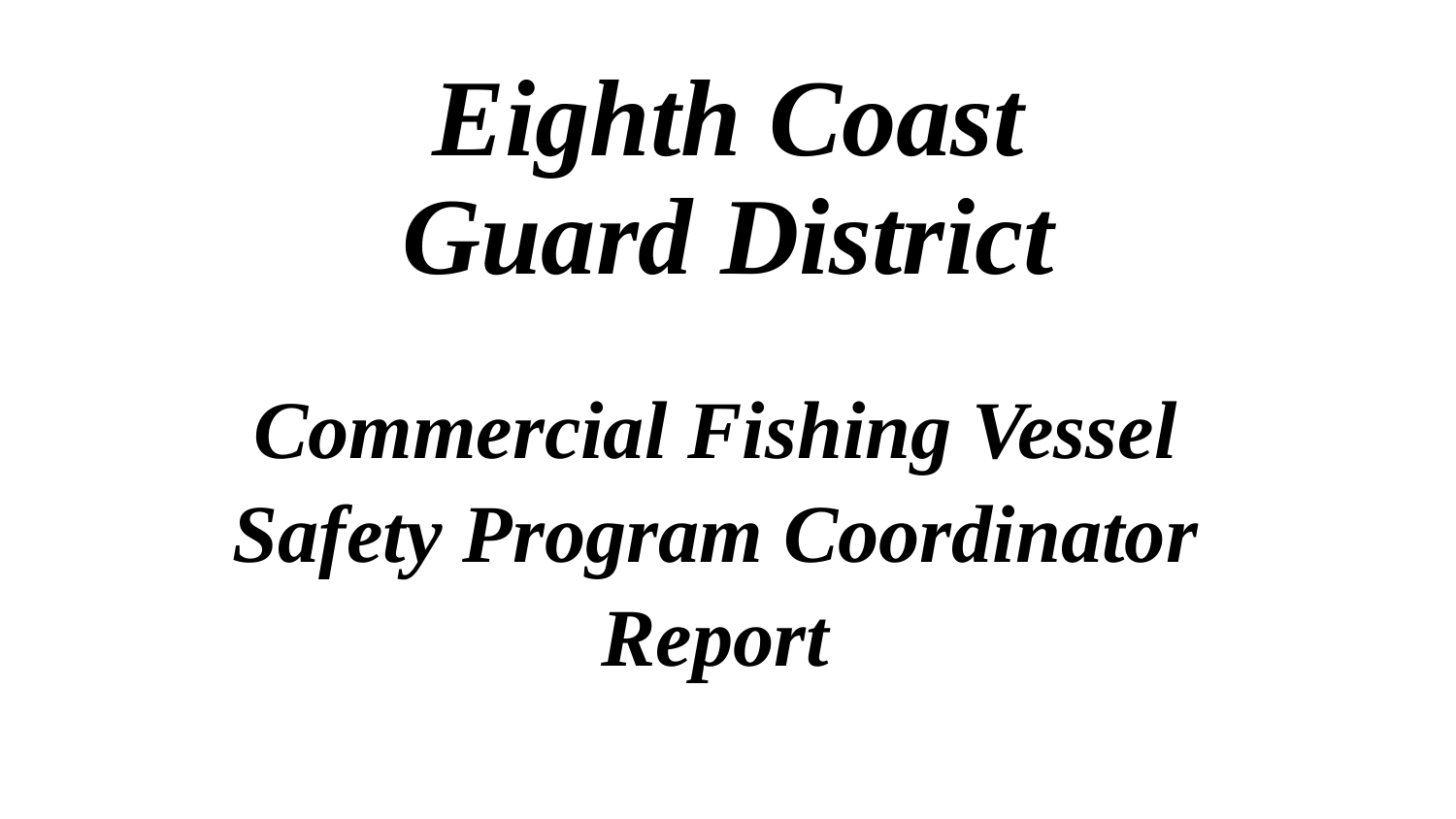# *Eighth Coast Guard District*

## *Commercial Fishing Vessel Safety Program Coordinator Report*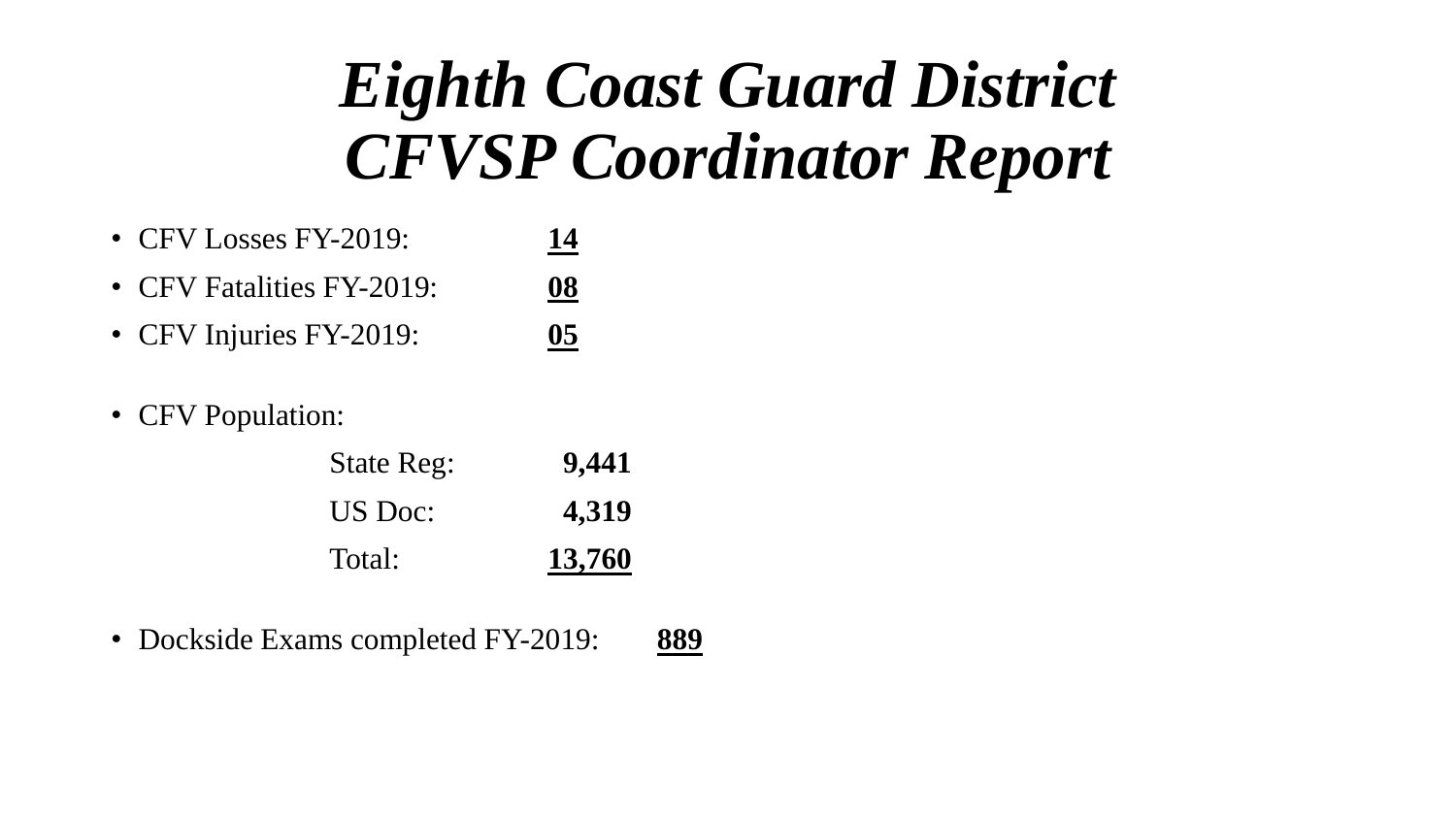# *Eighth Coast Guard District CFVSP Coordinator Report*

- CFV Losses FY-2019: **14**
- CFV Fatalities FY-2019: **08**
- CFV Injuries FY-2019: **05**

- CFV Population:

| | |
|---|---:|
| State Reg: | **9,441** |
| US Doc: | **4,319** |
| Total: | **13,760** |

- Dockside Exams completed FY-2019: **889**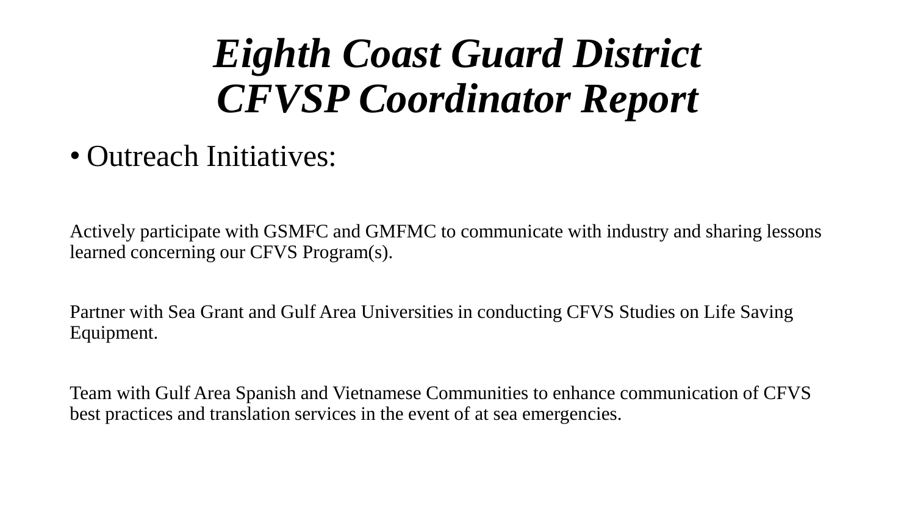# *Eighth Coast Guard District CFVSP Coordinator Report*

- Outreach Initiatives:

Actively participate with GSMFC and GMFMC to communicate with industry and sharing lessons learned concerning our CFVS Program(s).

Partner with Sea Grant and Gulf Area Universities in conducting CFVS Studies on Life Saving Equipment.

Team with Gulf Area Spanish and Vietnamese Communities to enhance communication of CFVS best practices and translation services in the event of at sea emergencies.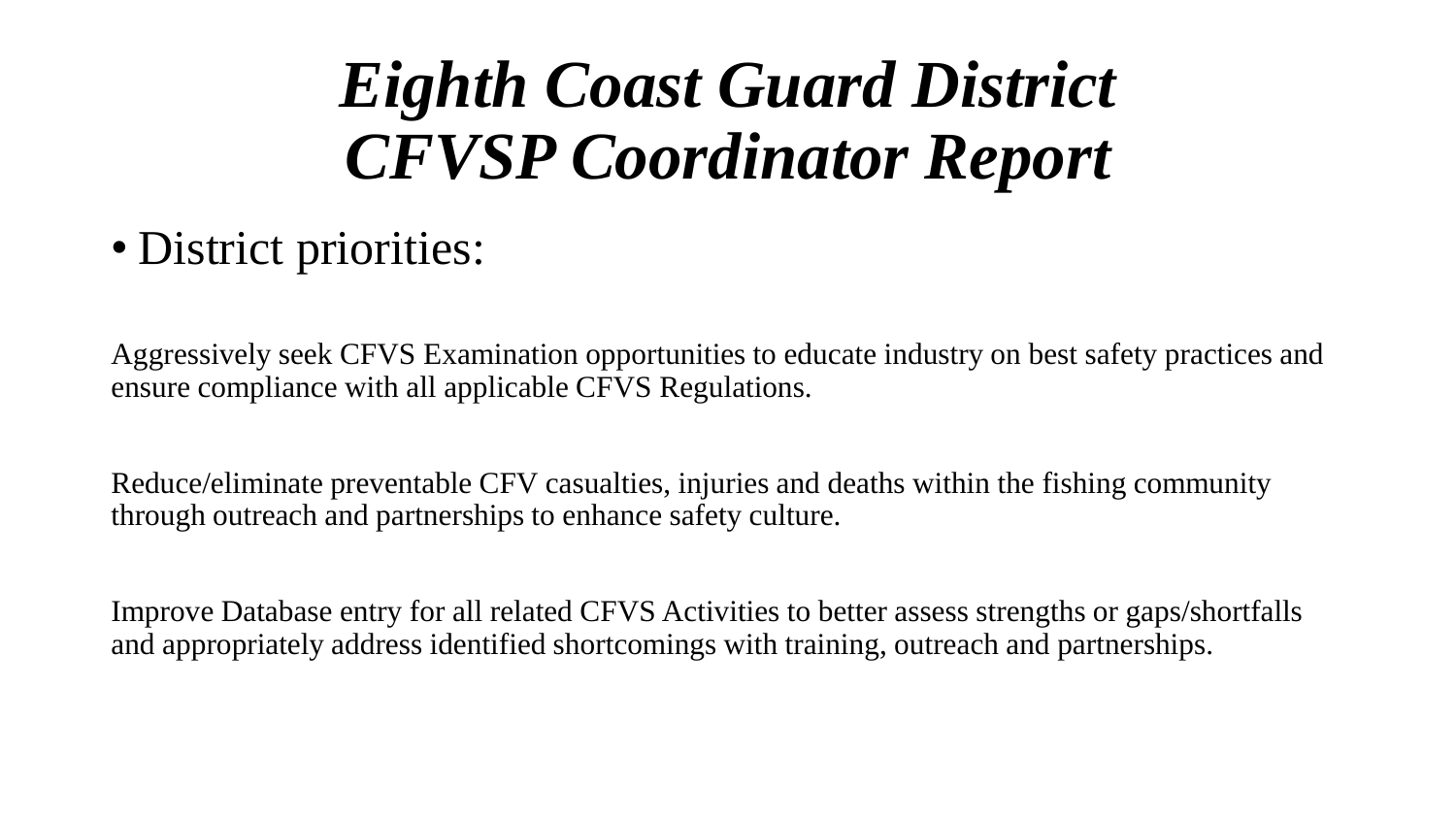# *Eighth Coast Guard District CFVSP Coordinator Report*

- District priorities:

Aggressively seek CFVS Examination opportunities to educate industry on best safety practices and ensure compliance with all applicable CFVS Regulations.

Reduce/eliminate preventable CFV casualties, injuries and deaths within the fishing community through outreach and partnerships to enhance safety culture.

Improve Database entry for all related CFVS Activities to better assess strengths or gaps/shortfalls and appropriately address identified shortcomings with training, outreach and partnerships.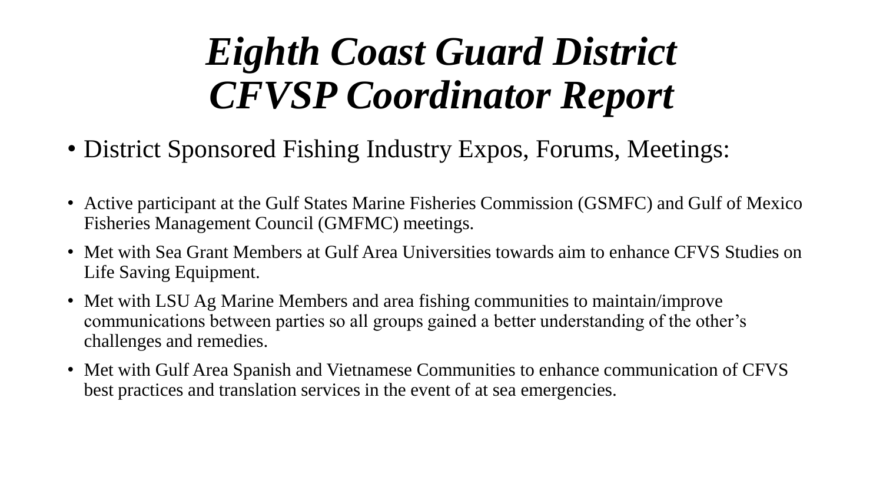# *Eighth Coast Guard District CFVSP Coordinator Report*

- District Sponsored Fishing Industry Expos, Forums, Meetings:

- Active participant at the Gulf States Marine Fisheries Commission (GSMFC) and Gulf of Mexico Fisheries Management Council (GMFMC) meetings.
- Met with Sea Grant Members at Gulf Area Universities towards aim to enhance CFVS Studies on Life Saving Equipment.
- Met with LSU Ag Marine Members and area fishing communities to maintain/improve communications between parties so all groups gained a better understanding of the other's challenges and remedies.
- Met with Gulf Area Spanish and Vietnamese Communities to enhance communication of CFVS best practices and translation services in the event of at sea emergencies.